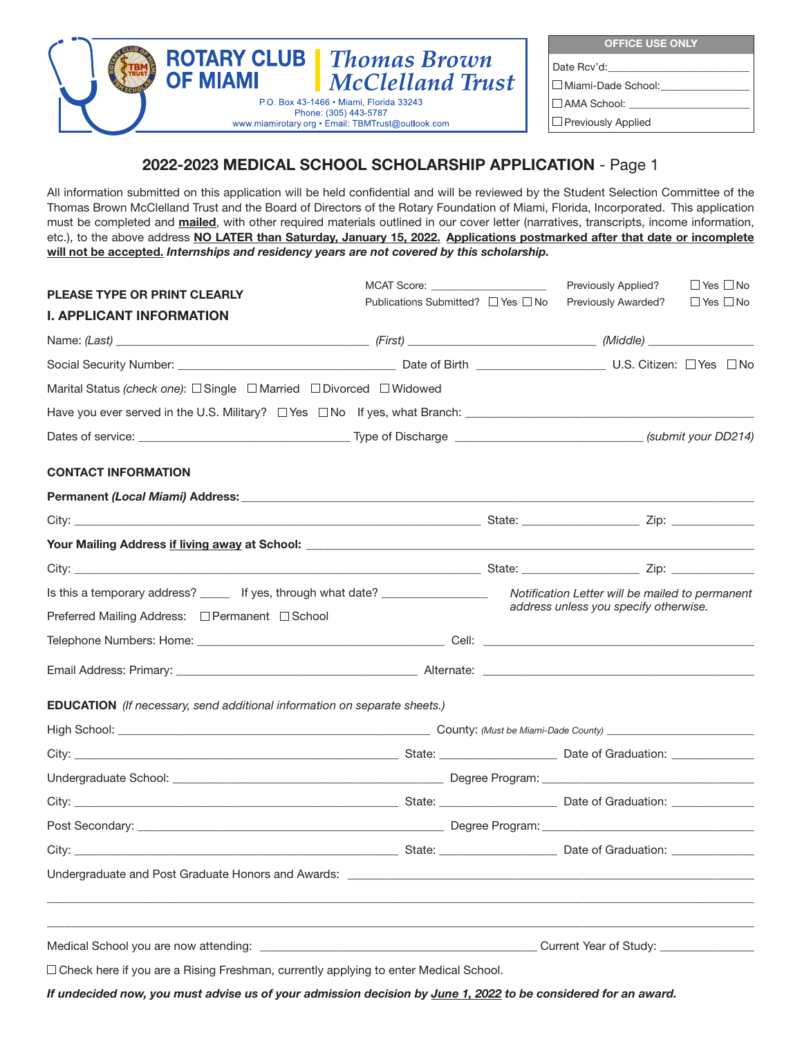**ROTARY CLUB OF MIAMI** | **Thomas Brown McClelland Trust**

P.O. Box 43-1466 • Miami, Florida 33243
Phone: (305) 443-5787
www.miamirotary.org • Email: TBMTrust@outlook.com

| OFFICE USE ONLY |
| --- |
| Date Rcv'd:\_\_\_\_\_\_\_\_\_\_\_\_\_\_\_\_\_\_\_\_ |
| ☐ Miami-Dade School:\_\_\_\_\_\_\_\_\_\_\_\_\_\_ |
| ☐ AMA School: \_\_\_\_\_\_\_\_\_\_\_\_\_\_\_\_\_\_ |
| ☐ Previously Applied |

## 2022-2023 MEDICAL SCHOOL SCHOLARSHIP APPLICATION - Page 1

All information submitted on this application will be held confidential and will be reviewed by the Student Selection Committee of the Thomas Brown McClelland Trust and the Board of Directors of the Rotary Foundation of Miami, Florida, Incorporated. This application must be completed and **mailed**, with other required materials outlined in our cover letter (narratives, transcripts, income information, etc.), to the above address **NOT LATER than Saturday, January 15, 2022. Applications postmarked after that date or incomplete will not be accepted.** ***Internships and residency years are not covered by this scholarship.***

**PLEASE TYPE OR PRINT CLEARLY**

MCAT Score: \_\_\_\_\_\_\_\_\_\_\_\_\_\_\_\_ Previously Applied? ☐ Yes ☐ No

Publications Submitted? ☐ Yes ☐ No Previously Awarded? ☐ Yes ☐ No

### I. APPLICANT INFORMATION

Name: *(Last)* \_\_\_\_\_\_\_\_\_\_\_\_\_\_\_\_\_\_\_\_\_\_\_\_ *(First)* \_\_\_\_\_\_\_\_\_\_\_\_\_\_\_\_\_\_ *(Middle)* \_\_\_\_\_\_\_\_\_\_\_\_

Social Security Number: \_\_\_\_\_\_\_\_\_\_\_\_\_\_\_\_\_\_\_\_ Date of Birth \_\_\_\_\_\_\_\_\_\_\_\_\_\_ U.S. Citizen: ☐ Yes ☐ No

Marital Status *(check one)*: ☐ Single ☐ Married ☐ Divorced ☐ Widowed

Have you ever served in the U.S. Military? ☐ Yes ☐ No If yes, what Branch: \_\_\_\_\_\_\_\_\_\_\_\_\_\_\_\_\_\_\_\_\_\_\_\_\_\_\_\_

Dates of service: \_\_\_\_\_\_\_\_\_\_\_\_\_\_\_\_\_\_\_\_ Type of Discharge \_\_\_\_\_\_\_\_\_\_\_\_\_\_\_\_\_\_\_\_ *(submit your DD214)*

**CONTACT INFORMATION**

**Permanent *(Local Miami)* Address:** \_\_\_\_\_\_\_\_\_\_\_\_\_\_\_\_\_\_\_\_\_\_\_\_\_\_\_\_\_\_\_\_\_\_\_\_\_\_\_\_\_\_\_\_\_\_\_\_\_\_\_\_

City: \_\_\_\_\_\_\_\_\_\_\_\_\_\_\_\_\_\_\_\_\_\_\_\_\_\_\_\_\_\_\_\_\_\_\_\_\_\_\_\_ State: \_\_\_\_\_\_\_\_\_\_\_\_ Zip: \_\_\_\_\_\_\_\_\_\_

**Your Mailing Address if living away at School:** \_\_\_\_\_\_\_\_\_\_\_\_\_\_\_\_\_\_\_\_\_\_\_\_\_\_\_\_\_\_\_\_\_\_\_\_\_\_\_\_\_\_

City: \_\_\_\_\_\_\_\_\_\_\_\_\_\_\_\_\_\_\_\_\_\_\_\_\_\_\_\_\_\_\_\_\_\_\_\_\_\_\_\_ State: \_\_\_\_\_\_\_\_\_\_\_\_ Zip: \_\_\_\_\_\_\_\_\_\_

Is this a temporary address? \_\_\_\_ If yes, through what date? \_\_\_\_\_\_\_\_\_\_\_\_

*Notification Letter will be mailed to permanent address unless you specify otherwise.*

Preferred Mailing Address: ☐ Permanent ☐ School

Telephone Numbers: Home: \_\_\_\_\_\_\_\_\_\_\_\_\_\_\_\_\_\_\_\_\_\_\_\_\_\_ Cell: \_\_\_\_\_\_\_\_\_\_\_\_\_\_\_\_\_\_\_\_\_\_\_\_\_\_

Email Address: Primary: \_\_\_\_\_\_\_\_\_\_\_\_\_\_\_\_\_\_\_\_\_\_\_\_\_\_ Alternate: \_\_\_\_\_\_\_\_\_\_\_\_\_\_\_\_\_\_\_\_\_\_\_\_\_\_

**EDUCATION** *(If necessary, send additional information on separate sheets.)*

High School: \_\_\_\_\_\_\_\_\_\_\_\_\_\_\_\_\_\_\_\_\_\_\_\_\_\_\_\_\_\_\_\_ County: *(Must be Miami-Dade County)* \_\_\_\_\_\_\_\_\_\_\_\_\_\_\_\_

City: \_\_\_\_\_\_\_\_\_\_\_\_\_\_\_\_\_\_\_\_\_\_\_\_\_\_\_\_\_\_\_\_ State: \_\_\_\_\_\_\_\_\_\_\_\_ Date of Graduation: \_\_\_\_\_\_\_\_\_\_

Undergraduate School: \_\_\_\_\_\_\_\_\_\_\_\_\_\_\_\_\_\_\_\_\_\_\_\_\_\_\_\_ Degree Program: \_\_\_\_\_\_\_\_\_\_\_\_\_\_\_\_\_\_\_\_\_\_

City: \_\_\_\_\_\_\_\_\_\_\_\_\_\_\_\_\_\_\_\_\_\_\_\_\_\_\_\_\_\_\_\_ State: \_\_\_\_\_\_\_\_\_\_\_\_ Date of Graduation: \_\_\_\_\_\_\_\_\_\_

Post Secondary: \_\_\_\_\_\_\_\_\_\_\_\_\_\_\_\_\_\_\_\_\_\_\_\_\_\_\_\_\_\_\_\_ Degree Program: \_\_\_\_\_\_\_\_\_\_\_\_\_\_\_\_\_\_\_\_\_\_

City: \_\_\_\_\_\_\_\_\_\_\_\_\_\_\_\_\_\_\_\_\_\_\_\_\_\_\_\_\_\_\_\_ State: \_\_\_\_\_\_\_\_\_\_\_\_ Date of Graduation: \_\_\_\_\_\_\_\_\_\_

Undergraduate and Post Graduate Honors and Awards: \_\_\_\_\_\_\_\_\_\_\_\_\_\_\_\_\_\_\_\_\_\_\_\_\_\_\_\_\_\_\_\_\_\_\_\_\_\_\_\_

\_\_\_\_\_\_\_\_\_\_\_\_\_\_\_\_\_\_\_\_\_\_\_\_\_\_\_\_\_\_\_\_\_\_\_\_\_\_\_\_\_\_\_\_\_\_\_\_\_\_\_\_\_\_\_\_\_\_\_\_\_\_\_\_\_\_\_\_\_\_\_\_\_\_\_\_\_\_

\_\_\_\_\_\_\_\_\_\_\_\_\_\_\_\_\_\_\_\_\_\_\_\_\_\_\_\_\_\_\_\_\_\_\_\_\_\_\_\_\_\_\_\_\_\_\_\_\_\_\_\_\_\_\_\_\_\_\_\_\_\_\_\_\_\_\_\_\_\_\_\_\_\_\_\_\_\_

Medical School you are now attending: \_\_\_\_\_\_\_\_\_\_\_\_\_\_\_\_\_\_\_\_\_\_\_\_\_\_\_\_\_\_ Current Year of Study: \_\_\_\_\_\_\_\_\_\_

☐ Check here if you are a Rising Freshman, currently applying to enter Medical School.

***If undecided now, you must advise us of your admission decision by June 1, 2022 to be considered for an award.***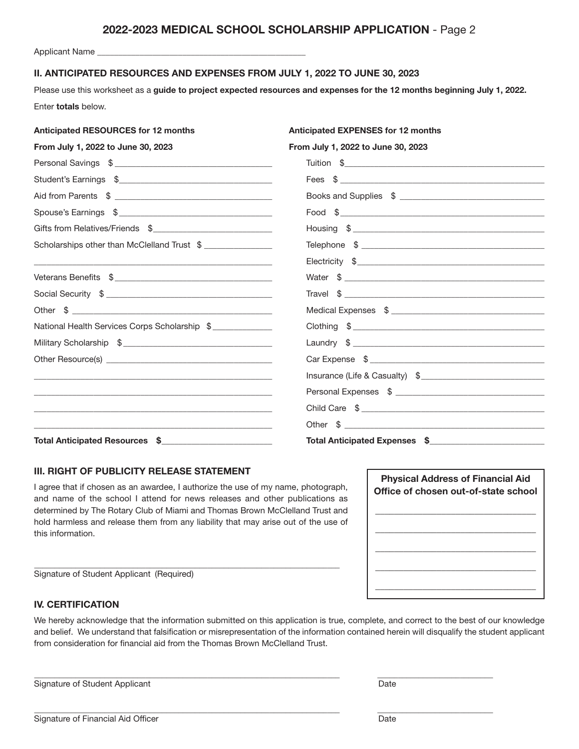## 2022-2023 MEDICAL SCHOOL SCHOLARSHIP APPLICATION - Page 2

Applicant Name ______________________________________________

### II. ANTICIPATED RESOURCES AND EXPENSES FROM JULY 1, 2022 TO JUNE 30, 2023

Please use this worksheet as a **guide to project expected resources and expenses for the 12 months beginning July 1, 2022.**

Enter **totals** below.

**Anticipated RESOURCES for 12 months**

**From July 1, 2022 to June 30, 2023**

Personal Savings $ ________________________________

Student's Earnings $________________________________

Aid from Parents $ ________________________________

Spouse's Earnings $________________________________

Gifts from Relatives/Friends $__________________________

Scholarships other than McClelland Trust $ ______________

______________________________________________________

Veterans Benefits $________________________________

Social Security $ __________________________________

Other $ ____________________________________________

National Health Services Corps Scholarship $_____________

Military Scholarship $_______________________________

Other Resource(s) __________________________________

______________________________________________________

______________________________________________________

______________________________________________________

______________________________________________________

**Total Anticipated Resources $________________________**

**Anticipated EXPENSES for 12 months**

**From July 1, 2022 to June 30, 2023**

Tuition $__________________________________________

Fees $ ____________________________________________

Books and Supplies $ _______________________________

Food $_____________________________________________

Housing $ _________________________________________

Telephone $ _______________________________________

Electricity $_________________________________________

Water $ ___________________________________________

Travel $ ___________________________________________

Medical Expenses $ _________________________________

Clothing $ _________________________________________

Laundry $ _________________________________________

Car Expense $ ______________________________________

Insurance (Life & Casualty) $__________________________

Personal Expenses $ ________________________________

Child Care $ _______________________________________

Other $ ___________________________________________

**Total Anticipated Expenses $________________________**

### III. RIGHT OF PUBLICITY RELEASE STATEMENT

I agree that if chosen as an awardee, I authorize the use of my name, photograph, and name of the school I attend for news releases and other publications as determined by The Rotary Club of Miami and Thomas Brown McClelland Trust and hold harmless and release them from any liability that may arise out of the use of this information.

______________________________________________________

Signature of Student Applicant (Required)

**Physical Address of Financial Aid Office of chosen out-of-state school**

__________________________________

__________________________________

__________________________________

__________________________________

__________________________________

### IV. CERTIFICATION

We hereby acknowledge that the information submitted on this application is true, complete, and correct to the best of our knowledge and belief. We understand that falsification or misrepresentation of the information contained herein will disqualify the student applicant from consideration for financial aid from the Thomas Brown McClelland Trust.

______________________________________________________ ________________________

Signature of Student Applicant Date

______________________________________________________ ________________________

Signature of Financial Aid Officer Date